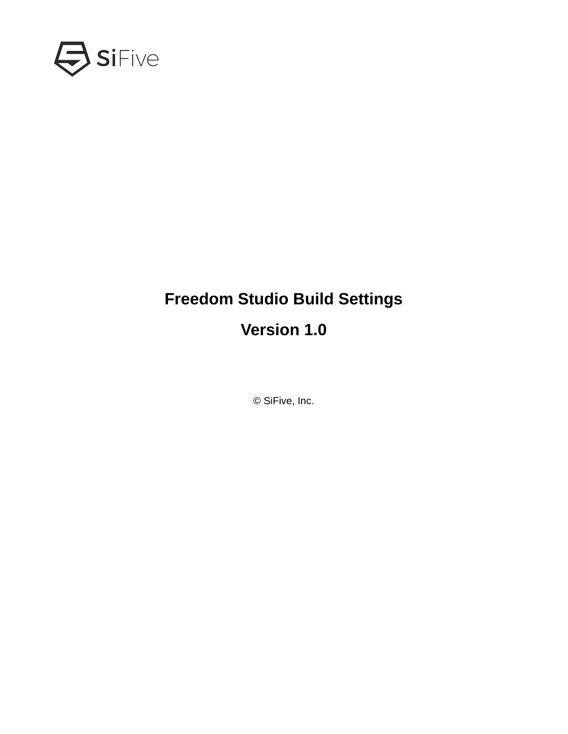SiFive

# Freedom Studio Build Settings

## Version 1.0

© SiFive, Inc.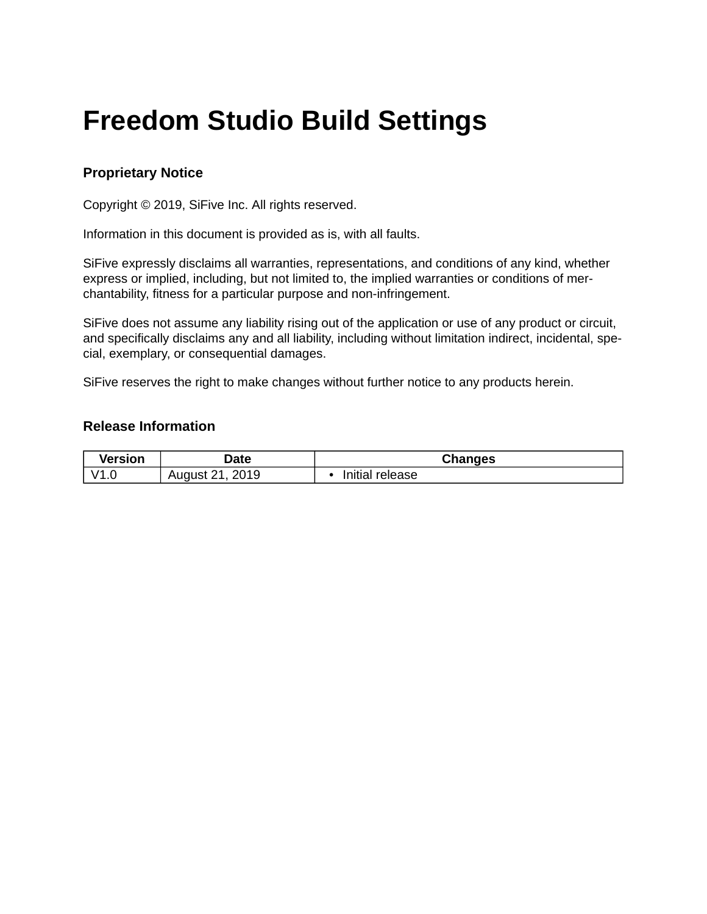# Freedom Studio Build Settings

### Proprietary Notice

Copyright © 2019, SiFive Inc. All rights reserved.

Information in this document is provided as is, with all faults.

SiFive expressly disclaims all warranties, representations, and conditions of any kind, whether express or implied, including, but not limited to, the implied warranties or conditions of merchantability, fitness for a particular purpose and non-infringement.

SiFive does not assume any liability rising out of the application or use of any product or circuit, and specifically disclaims any and all liability, including without limitation indirect, incidental, special, exemplary, or consequential damages.

SiFive reserves the right to make changes without further notice to any products herein.

### Release Information

| Version | Date | Changes |
|---|---|---|
| V1.0 | August 21, 2019 | • Initial release |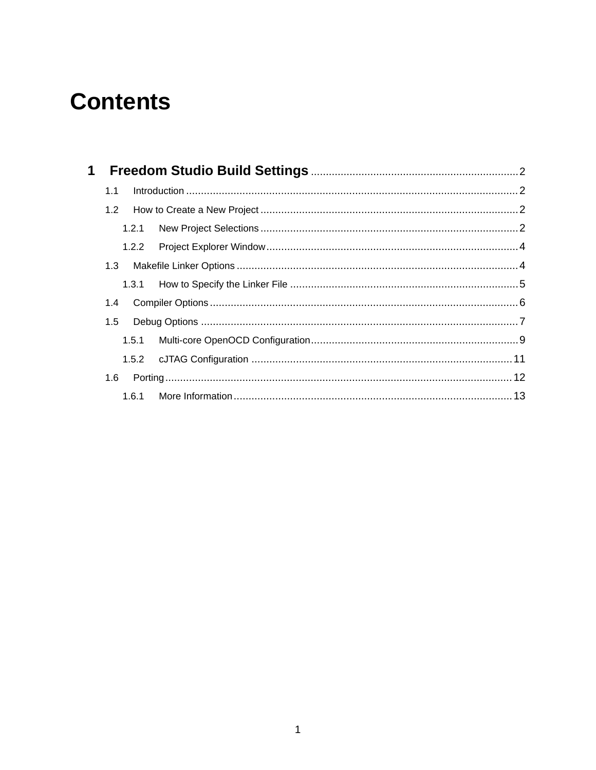# Contents

1 Freedom Studio Build Settings ..... 2
- 1.1 Introduction ..... 2
- 1.2 How to Create a New Project ..... 2
  - 1.2.1 New Project Selections ..... 2
  - 1.2.2 Project Explorer Window ..... 4
- 1.3 Makefile Linker Options ..... 4
  - 1.3.1 How to Specify the Linker File ..... 5
- 1.4 Compiler Options ..... 6
- 1.5 Debug Options ..... 7
  - 1.5.1 Multi-core OpenOCD Configuration ..... 9
  - 1.5.2 cJTAG Configuration ..... 11
- 1.6 Porting ..... 12
  - 1.6.1 More Information ..... 13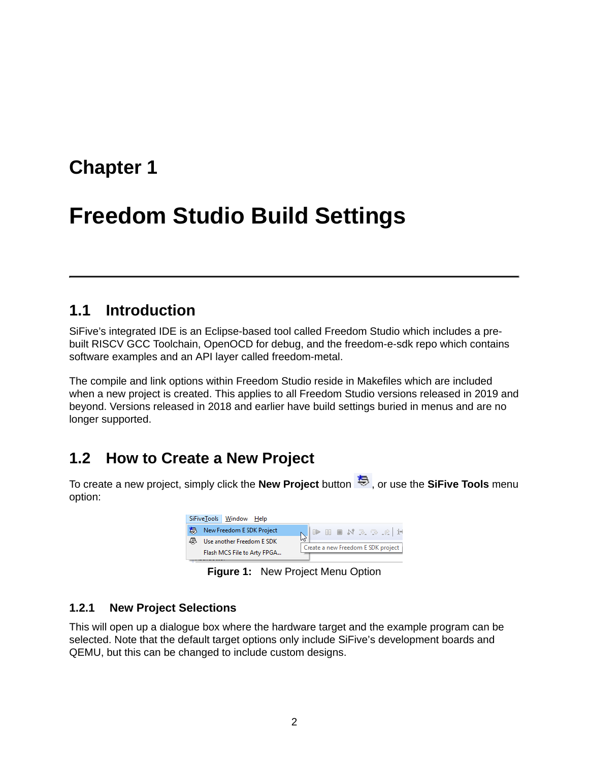# Chapter 1

# Freedom Studio Build Settings

## 1.1 Introduction

SiFive's integrated IDE is an Eclipse-based tool called Freedom Studio which includes a pre-built RISCV GCC Toolchain, OpenOCD for debug, and the freedom-e-sdk repo which contains software examples and an API layer called freedom-metal.

The compile and link options within Freedom Studio reside in Makefiles which are included when a new project is created. This applies to all Freedom Studio versions released in 2019 and beyond. Versions released in 2018 and earlier have build settings buried in menus and are no longer supported.

## 1.2 How to Create a New Project

To create a new project, simply click the **New Project** button, or use the **SiFive Tools** menu option:

**Figure 1:** New Project Menu Option

### 1.2.1 New Project Selections

This will open up a dialogue box where the hardware target and the example program can be selected. Note that the default target options only include SiFive's development boards and QEMU, but this can be changed to include custom designs.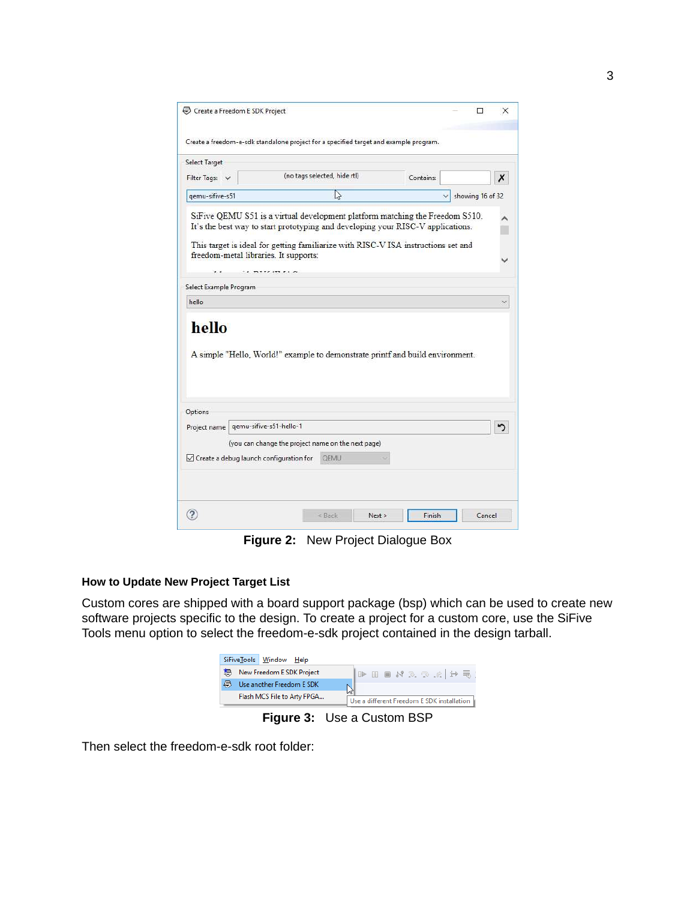Figure 2: New Project Dialogue Box

### How to Update New Project Target List

Custom cores are shipped with a board support package (bsp) which can be used to create new software projects specific to the design. To create a project for a custom core, use the SiFive Tools menu option to select the freedom-e-sdk project contained in the design tarball.

Figure 3: Use a Custom BSP

Then select the freedom-e-sdk root folder: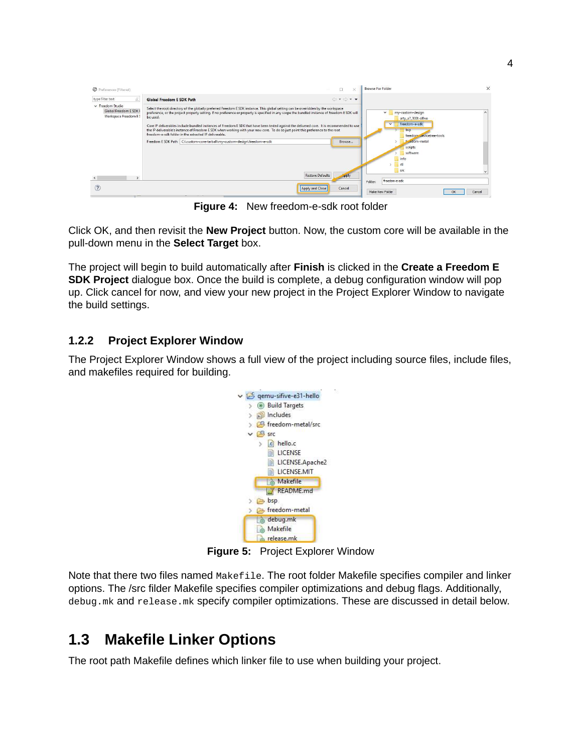Figure 4: New freedom-e-sdk root folder

Click OK, and then revisit the **New Project** button. Now, the custom core will be available in the pull-down menu in the **Select Target** box.

The project will begin to build automatically after **Finish** is clicked in the **Create a Freedom E SDK Project** dialogue box. Once the build is complete, a debug configuration window will pop up. Click cancel for now, and view your new project in the Project Explorer Window to navigate the build settings.

### 1.2.2 Project Explorer Window

The Project Explorer Window shows a full view of the project including source files, include files, and makefiles required for building.

Figure 5: Project Explorer Window

Note that there two files named `Makefile`. The root folder Makefile specifies compiler and linker options. The /src filder Makefile specifies compiler optimizations and debug flags. Additionally, `debug.mk` and `release.mk` specify compiler optimizations. These are discussed in detail below.

## 1.3 Makefile Linker Options

The root path Makefile defines which linker file to use when building your project.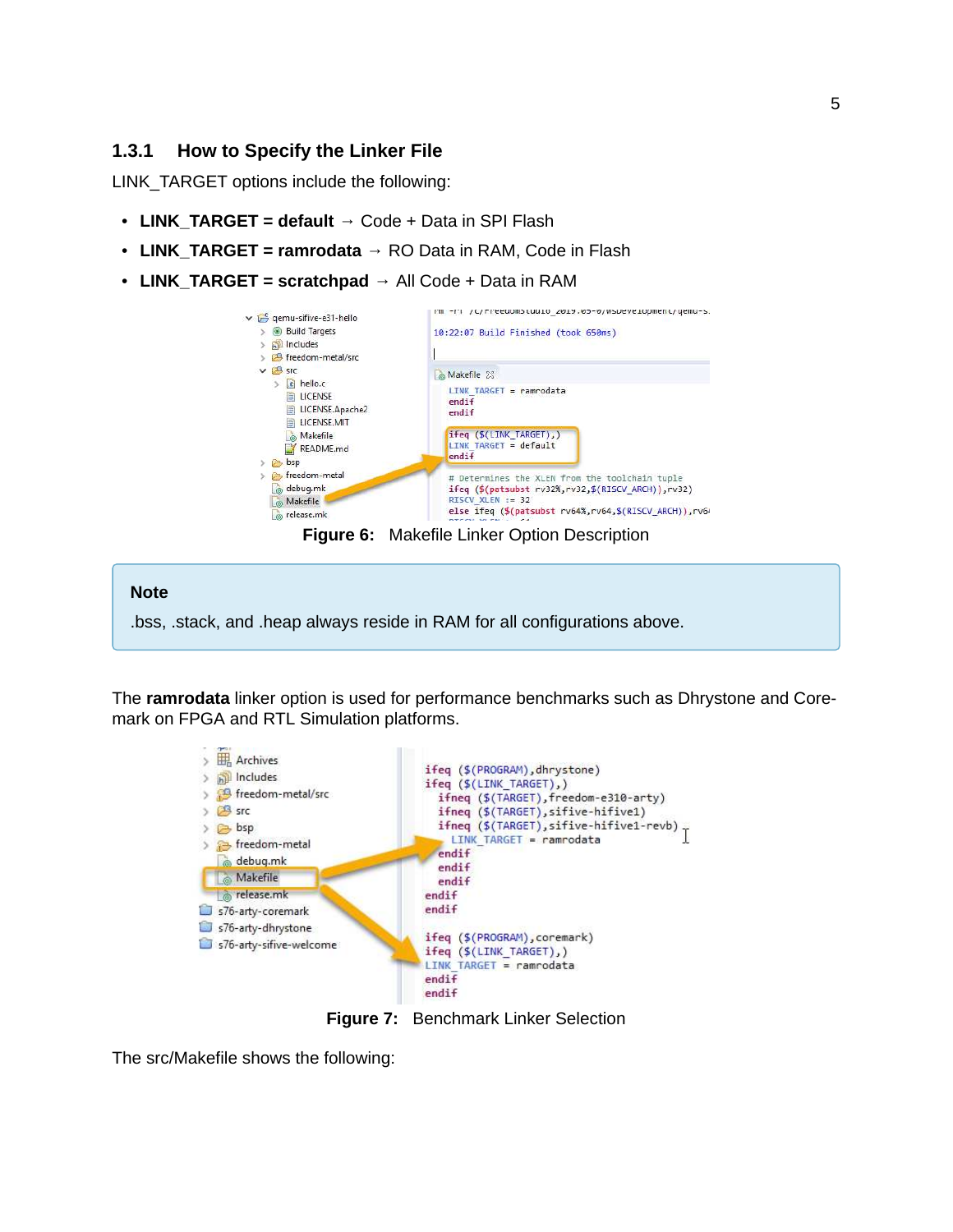### 1.3.1 How to Specify the Linker File

LINK_TARGET options include the following:

- **LINK_TARGET = default** → Code + Data in SPI Flash
- **LINK_TARGET = ramrodata** → RO Data in RAM, Code in Flash
- **LINK_TARGET = scratchpad** → All Code + Data in RAM

**Figure 6:** Makefile Linker Option Description

> **Note**
>
> .bss, .stack, and .heap always reside in RAM for all configurations above.

The **ramrodata** linker option is used for performance benchmarks such as Dhrystone and Coremark on FPGA and RTL Simulation platforms.

**Figure 7:** Benchmark Linker Selection

The src/Makefile shows the following: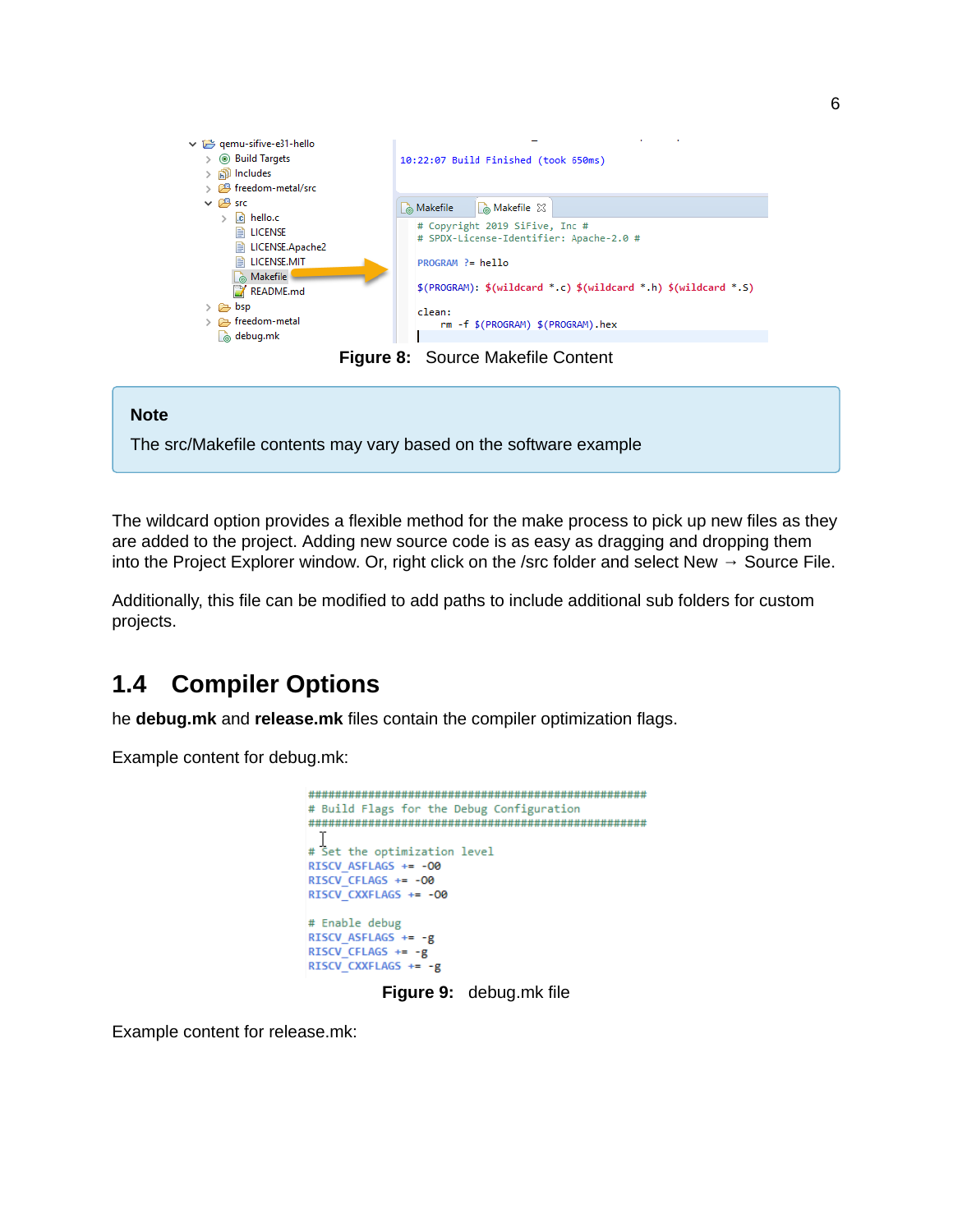Figure 8: Source Makefile Content

> **Note**
>
> The src/Makefile contents may vary based on the software example

The wildcard option provides a flexible method for the make process to pick up new files as they are added to the project. Adding new source code is as easy as dragging and dropping them into the Project Explorer window. Or, right click on the /src folder and select New → Source File.

Additionally, this file can be modified to add paths to include additional sub folders for custom projects.

## 1.4 Compiler Options

he **debug.mk** and **release.mk** files contain the compiler optimization flags.

Example content for debug.mk:

```
#####################################################
# Build Flags for the Debug Configuration
#####################################################

# Set the optimization level
RISCV_ASFLAGS += -O0
RISCV_CFLAGS += -O0
RISCV_CXXFLAGS += -O0

# Enable debug
RISCV_ASFLAGS += -g
RISCV_CFLAGS += -g
RISCV_CXXFLAGS += -g
```

Figure 9: debug.mk file

Example content for release.mk: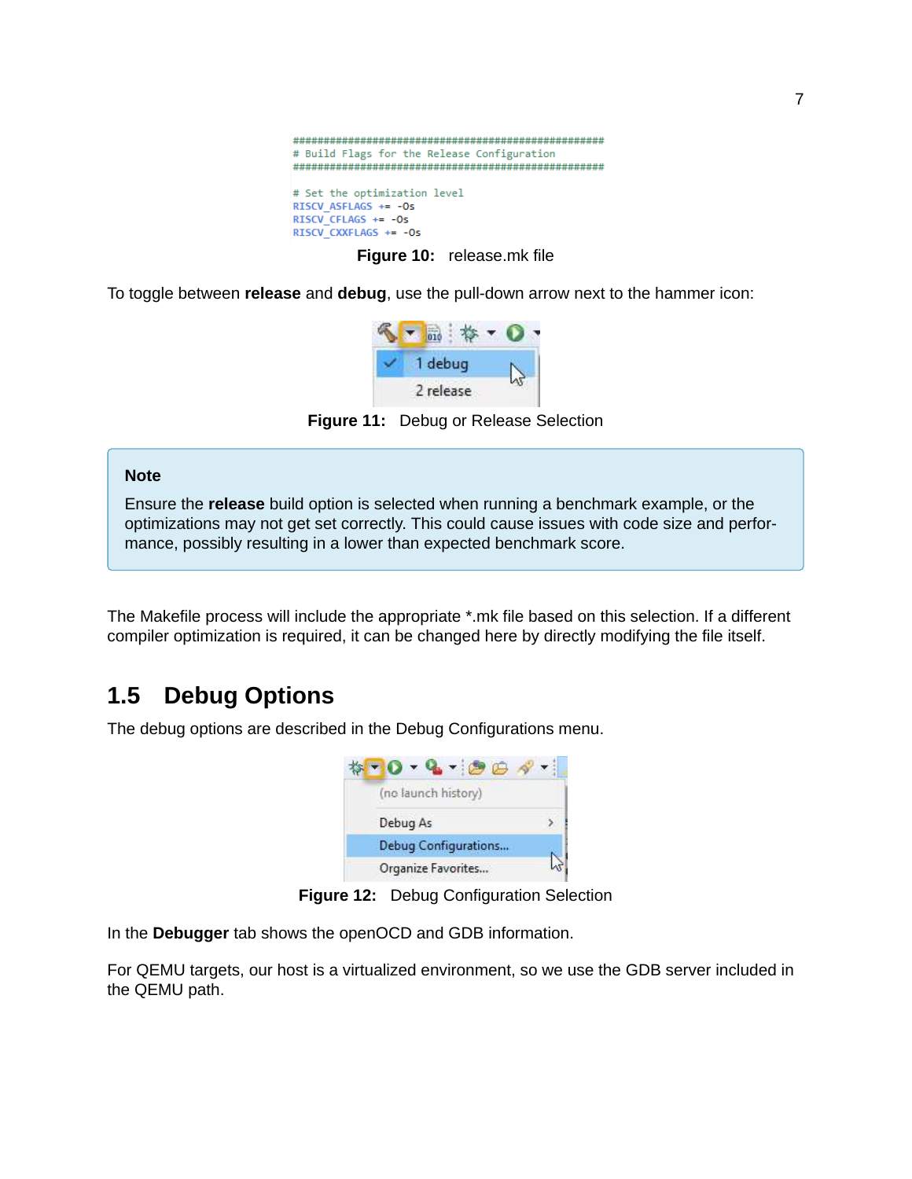```
########################################################
# Build Flags for the Release Configuration
########################################################

# Set the optimization level
RISCV_ASFLAGS += -Os
RISCV_CFLAGS += -Os
RISCV_CXXFLAGS += -Os
```

**Figure 10:** release.mk file

To toggle between **release** and **debug**, use the pull-down arrow next to the hammer icon:

**Figure 11:** Debug or Release Selection

> **Note**
>
> Ensure the **release** build option is selected when running a benchmark example, or the optimizations may not get set correctly. This could cause issues with code size and performance, possibly resulting in a lower than expected benchmark score.

The Makefile process will include the appropriate *.mk file based on this selection. If a different compiler optimization is required, it can be changed here by directly modifying the file itself.

## 1.5 Debug Options

The debug options are described in the Debug Configurations menu.

**Figure 12:** Debug Configuration Selection

In the **Debugger** tab shows the openOCD and GDB information.

For QEMU targets, our host is a virtualized environment, so we use the GDB server included in the QEMU path.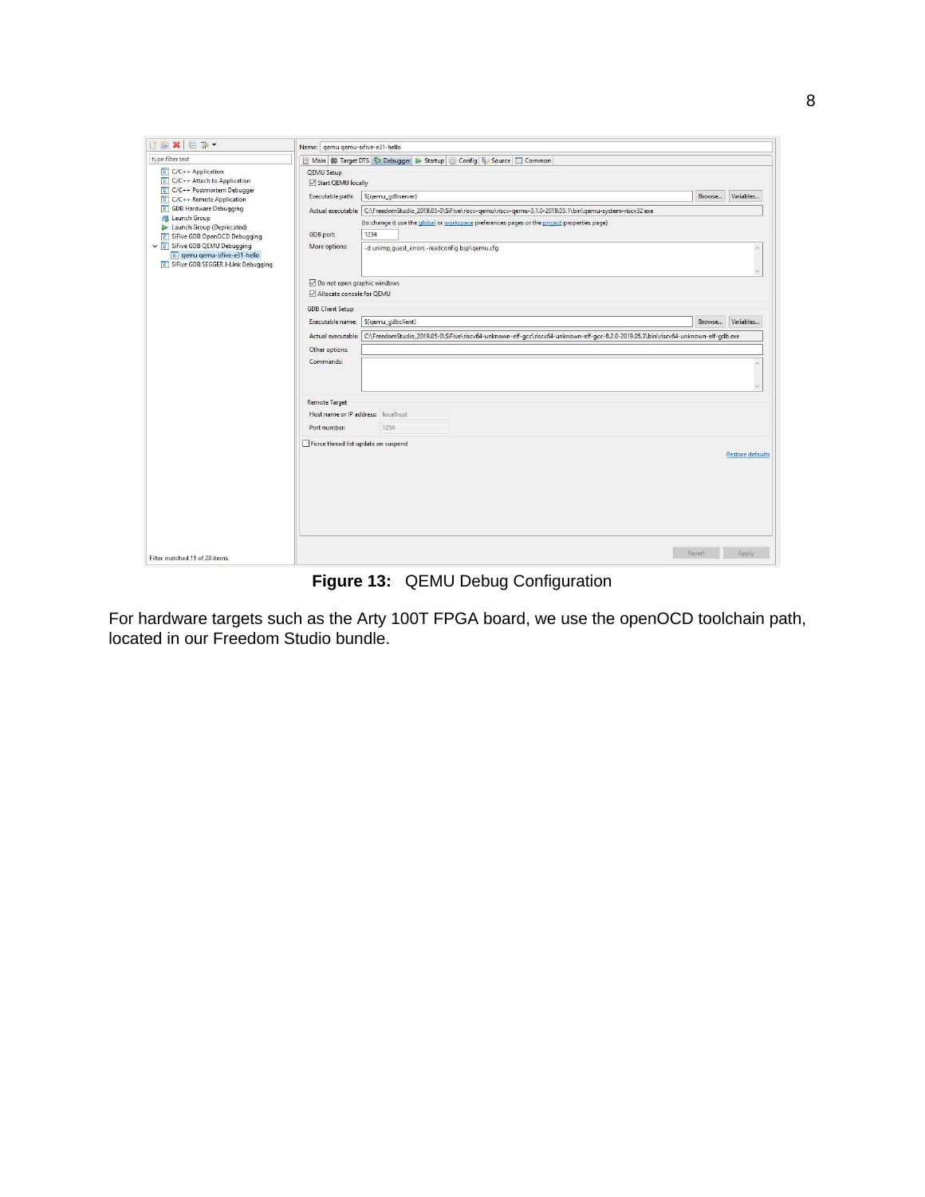Figure 13: QEMU Debug Configuration

For hardware targets such as the Arty 100T FPGA board, we use the openOCD toolchain path, located in our Freedom Studio bundle.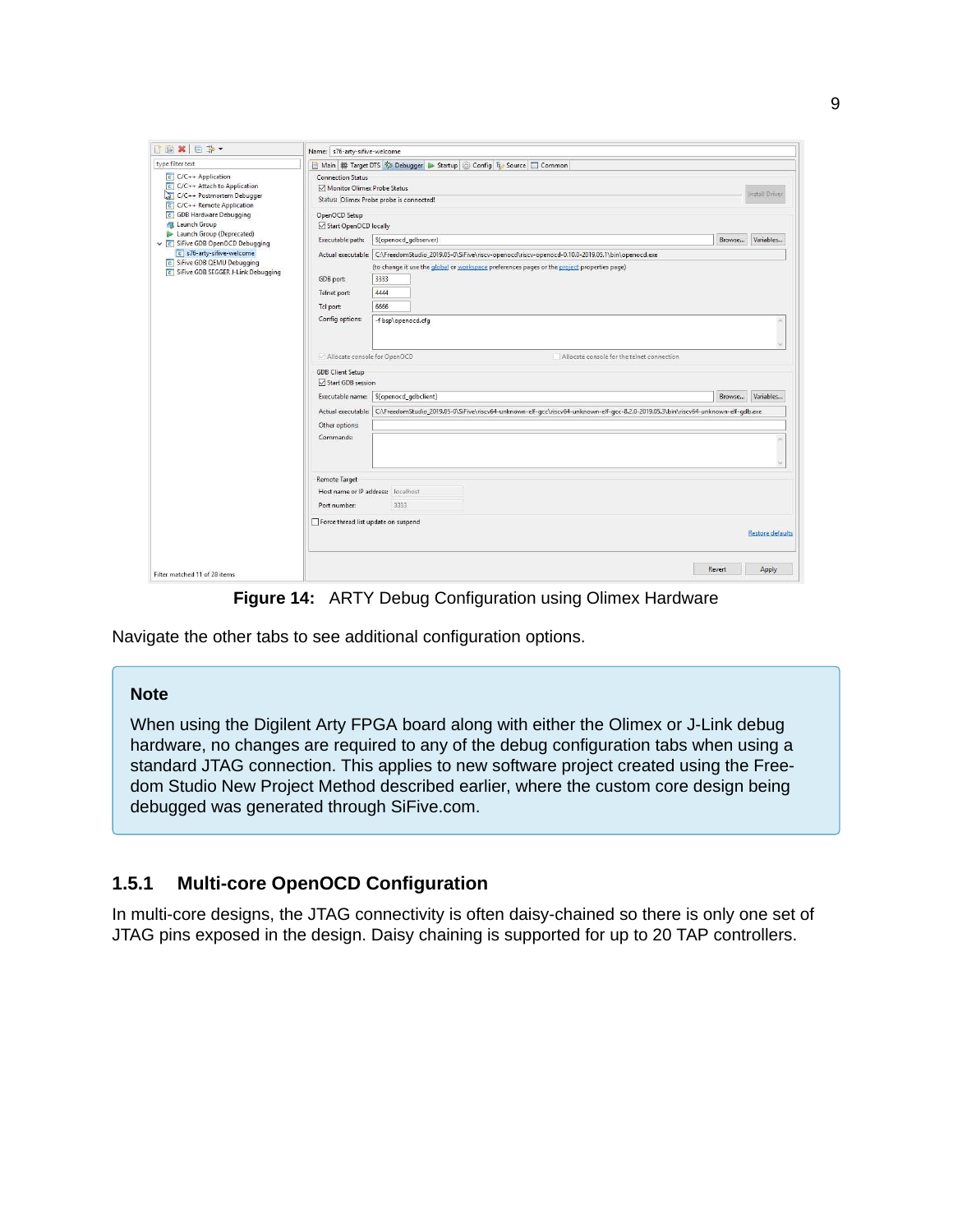**Figure 14:** ARTY Debug Configuration using Olimex Hardware

Navigate the other tabs to see additional configuration options.

> **Note**
>
> When using the Digilent Arty FPGA board along with either the Olimex or J-Link debug hardware, no changes are required to any of the debug configuration tabs when using a standard JTAG connection. This applies to new software project created using the Freedom Studio New Project Method described earlier, where the custom core design being debugged was generated through SiFive.com.

### 1.5.1 Multi-core OpenOCD Configuration

In multi-core designs, the JTAG connectivity is often daisy-chained so there is only one set of JTAG pins exposed in the design. Daisy chaining is supported for up to 20 TAP controllers.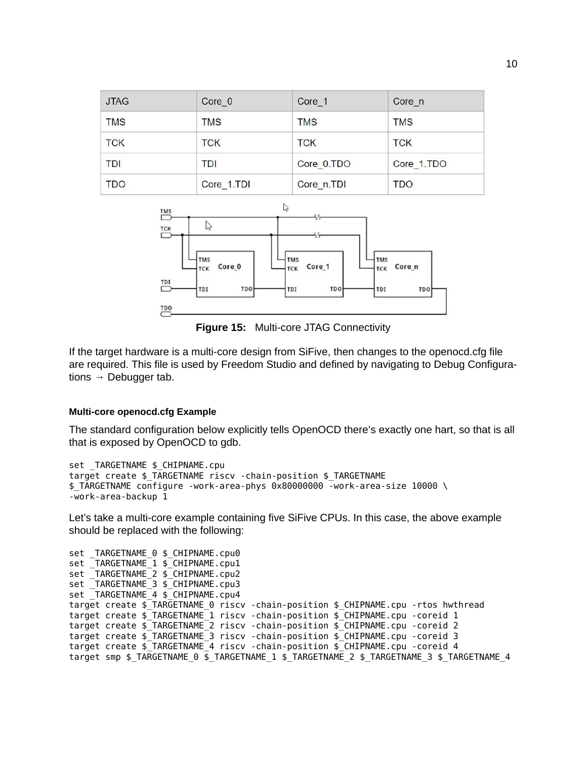| JTAG | Core_0 | Core_1 | Core_n |
|---|---|---|---|
| TMS | TMS | TMS | TMS |
| TCK | TCK | TCK | TCK |
| TDI | TDI | Core_0.TDO | Core_1.TDO |
| TDO | Core_1.TDI | Core_n.TDI | TDO |

**Figure 15:** Multi-core JTAG Connectivity

If the target hardware is a multi-core design from SiFive, then changes to the openocd.cfg file are required. This file is used by Freedom Studio and defined by navigating to Debug Configurations → Debugger tab.

#### Multi-core openocd.cfg Example

The standard configuration below explicitly tells OpenOCD there's exactly one hart, so that is all that is exposed by OpenOCD to gdb.

```
set _TARGETNAME $_CHIPNAME.cpu
target create $_TARGETNAME riscv -chain-position $_TARGETNAME
$_TARGETNAME configure -work-area-phys 0x80000000 -work-area-size 10000 \
-work-area-backup 1
```

Let's take a multi-core example containing five SiFive CPUs. In this case, the above example should be replaced with the following:

```
set _TARGETNAME_0 $_CHIPNAME.cpu0
set _TARGETNAME_1 $_CHIPNAME.cpu1
set _TARGETNAME_2 $_CHIPNAME.cpu2
set _TARGETNAME_3 $_CHIPNAME.cpu3
set _TARGETNAME_4 $_CHIPNAME.cpu4
target create $_TARGETNAME_0 riscv -chain-position $_CHIPNAME.cpu -rtos hwthread
target create $_TARGETNAME_1 riscv -chain-position $_CHIPNAME.cpu -coreid 1
target create $_TARGETNAME_2 riscv -chain-position $_CHIPNAME.cpu -coreid 2
target create $_TARGETNAME_3 riscv -chain-position $_CHIPNAME.cpu -coreid 3
target create $_TARGETNAME_4 riscv -chain-position $_CHIPNAME.cpu -coreid 4
target smp $_TARGETNAME_0 $_TARGETNAME_1 $_TARGETNAME_2 $_TARGETNAME_3 $_TARGETNAME_4
```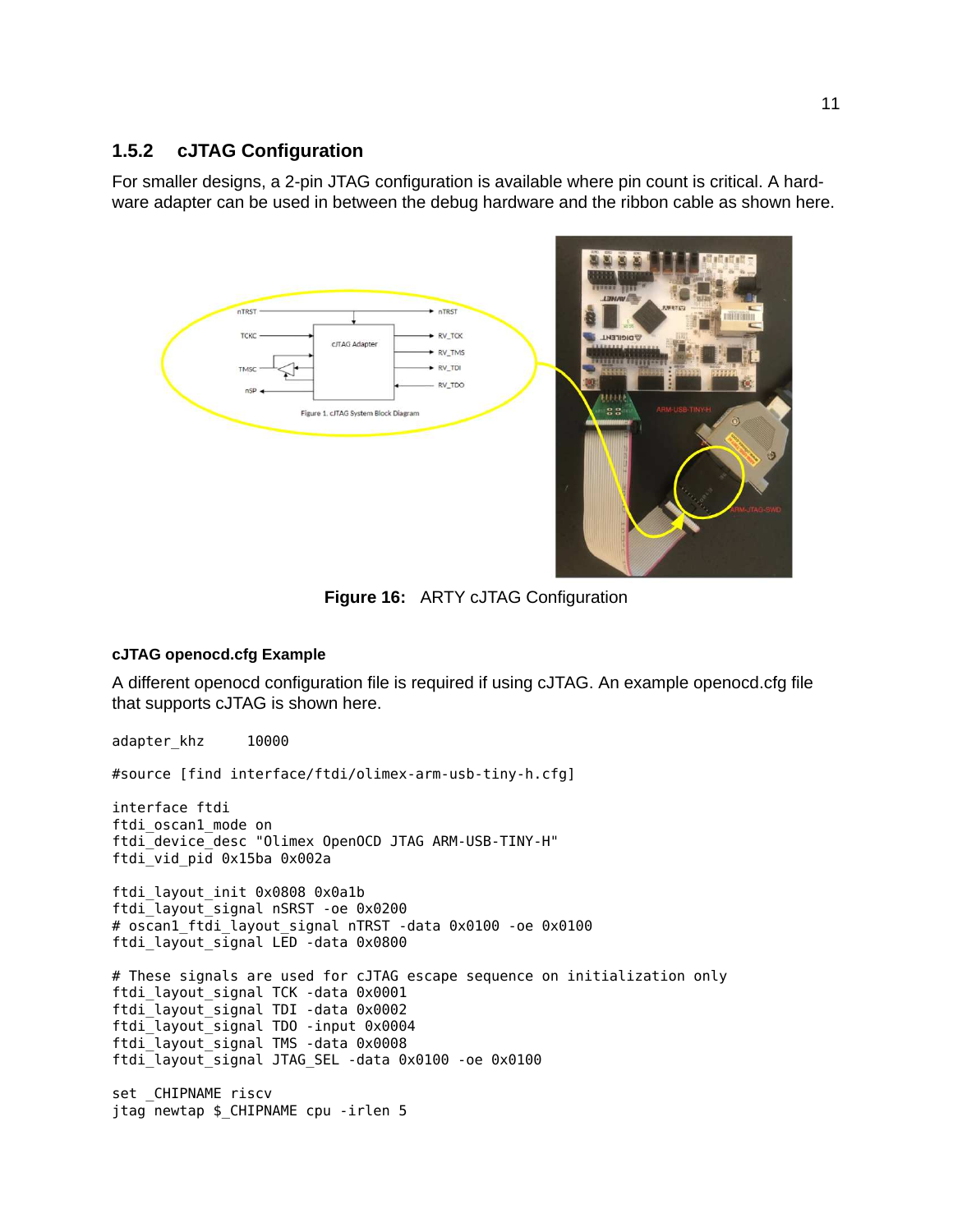### 1.5.2 cJTAG Configuration

For smaller designs, a 2-pin JTAG configuration is available where pin count is critical. A hardware adapter can be used in between the debug hardware and the ribbon cable as shown here.

**Figure 16:** ARTY cJTAG Configuration

#### cJTAG openocd.cfg Example

A different openocd configuration file is required if using cJTAG. An example openocd.cfg file that supports cJTAG is shown here.

```
adapter_khz     10000

#source [find interface/ftdi/olimex-arm-usb-tiny-h.cfg]

interface ftdi
ftdi_oscan1_mode on
ftdi_device_desc "Olimex OpenOCD JTAG ARM-USB-TINY-H"
ftdi_vid_pid 0x15ba 0x002a

ftdi_layout_init 0x0808 0x0a1b
ftdi_layout_signal nSRST -oe 0x0200
# oscan1_ftdi_layout_signal nTRST -data 0x0100 -oe 0x0100
ftdi_layout_signal LED -data 0x0800

# These signals are used for cJTAG escape sequence on initialization only
ftdi_layout_signal TCK -data 0x0001
ftdi_layout_signal TDI -data 0x0002
ftdi_layout_signal TDO -input 0x0004
ftdi_layout_signal TMS -data 0x0008
ftdi_layout_signal JTAG_SEL -data 0x0100 -oe 0x0100

set _CHIPNAME riscv
jtag newtap $_CHIPNAME cpu -irlen 5
```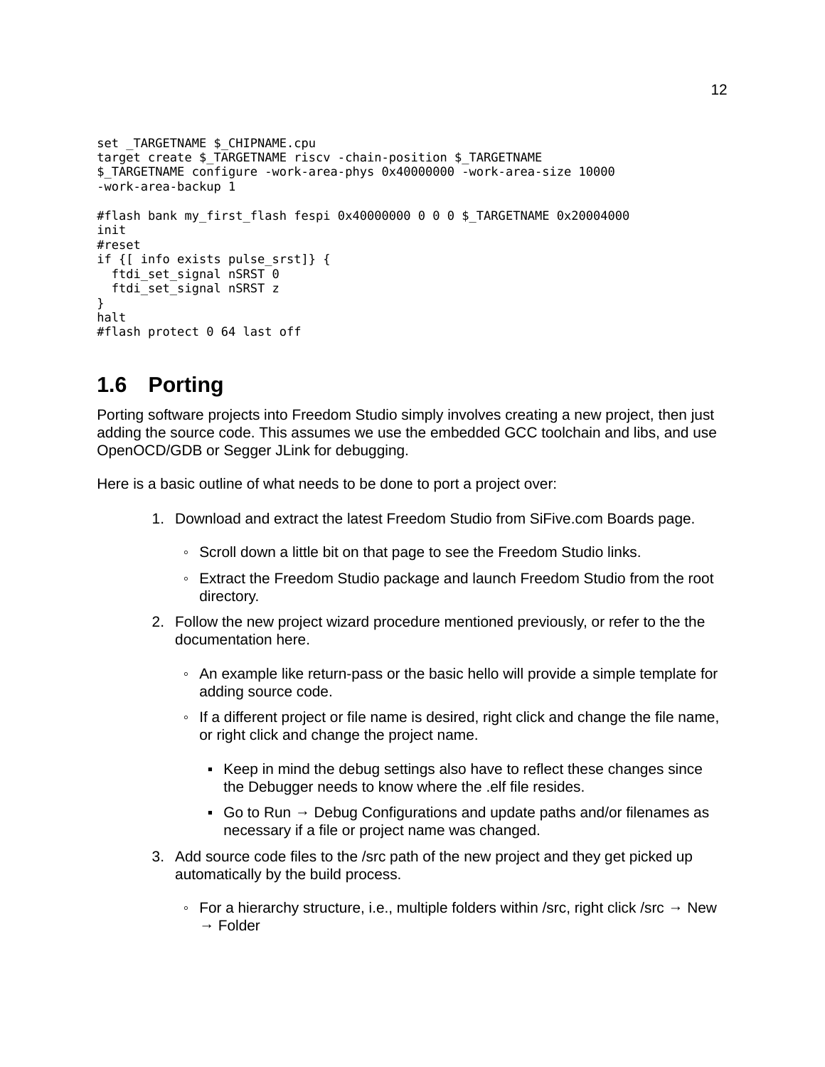```
set _TARGETNAME $_CHIPNAME.cpu
target create $_TARGETNAME riscv -chain-position $_TARGETNAME
$_TARGETNAME configure -work-area-phys 0x40000000 -work-area-size 10000
-work-area-backup 1

#flash bank my_first_flash fespi 0x40000000 0 0 0 $_TARGETNAME 0x20004000
init
#reset
if {[ info exists pulse_srst]} {
  ftdi_set_signal nSRST 0
  ftdi_set_signal nSRST z
}
halt
#flash protect 0 64 last off
```

## 1.6 Porting

Porting software projects into Freedom Studio simply involves creating a new project, then just adding the source code. This assumes we use the embedded GCC toolchain and libs, and use OpenOCD/GDB or Segger JLink for debugging.

Here is a basic outline of what needs to be done to port a project over:

1. Download and extract the latest Freedom Studio from SiFive.com Boards page.
   - Scroll down a little bit on that page to see the Freedom Studio links.
   - Extract the Freedom Studio package and launch Freedom Studio from the root directory.
2. Follow the new project wizard procedure mentioned previously, or refer to the the documentation here.
   - An example like return-pass or the basic hello will provide a simple template for adding source code.
   - If a different project or file name is desired, right click and change the file name, or right click and change the project name.
     - Keep in mind the debug settings also have to reflect these changes since the Debugger needs to know where the .elf file resides.
     - Go to Run → Debug Configurations and update paths and/or filenames as necessary if a file or project name was changed.
3. Add source code files to the /src path of the new project and they get picked up automatically by the build process.
   - For a hierarchy structure, i.e., multiple folders within /src, right click /src → New → Folder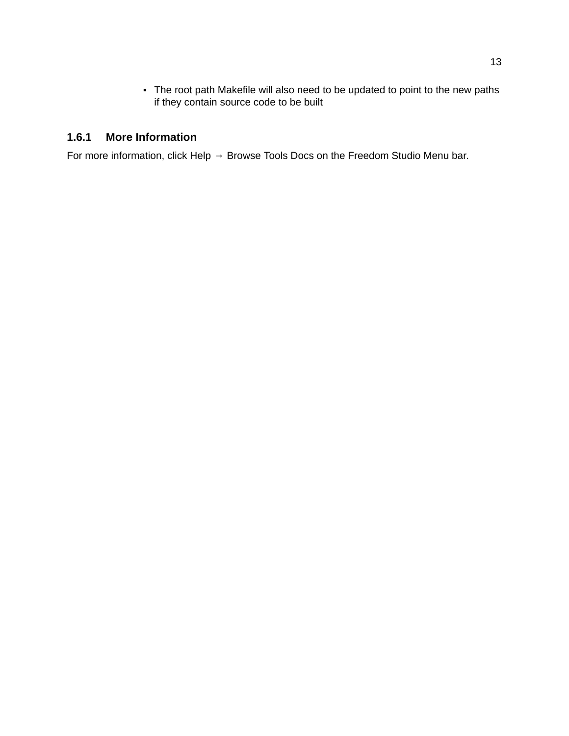- The root path Makefile will also need to be updated to point to the new paths if they contain source code to be built

### 1.6.1 More Information

For more information, click Help → Browse Tools Docs on the Freedom Studio Menu bar.